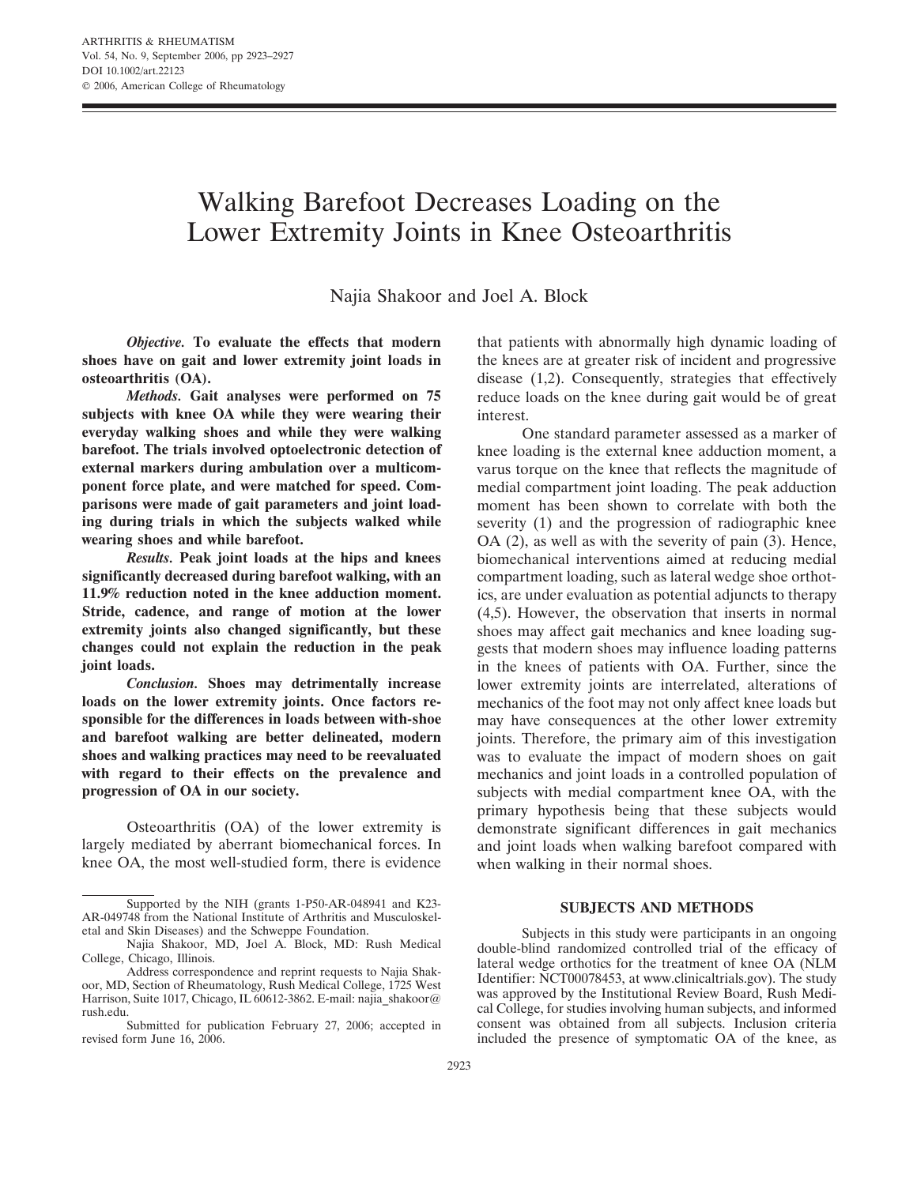# Walking Barefoot Decreases Loading on the Lower Extremity Joints in Knee Osteoarthritis

Najia Shakoor and Joel A. Block

***Objective.*** **To evaluate the effects that modern shoes have on gait and lower extremity joint loads in osteoarthritis (OA).**

***Methods.*** **Gait analyses were performed on 75 subjects with knee OA while they were wearing their everyday walking shoes and while they were walking barefoot. The trials involved optoelectronic detection of external markers during ambulation over a multicomponent force plate, and were matched for speed. Comparisons were made of gait parameters and joint loading during trials in which the subjects walked while wearing shoes and while barefoot.**

***Results.*** **Peak joint loads at the hips and knees significantly decreased during barefoot walking, with an 11.9% reduction noted in the knee adduction moment. Stride, cadence, and range of motion at the lower extremity joints also changed significantly, but these changes could not explain the reduction in the peak joint loads.**

***Conclusion.*** **Shoes may detrimentally increase loads on the lower extremity joints. Once factors responsible for the differences in loads between with-shoe and barefoot walking are better delineated, modern shoes and walking practices may need to be reevaluated with regard to their effects on the prevalence and progression of OA in our society.**

Osteoarthritis (OA) of the lower extremity is largely mediated by aberrant biomechanical forces. In knee OA, the most well-studied form, there is evidence that patients with abnormally high dynamic loading of the knees are at greater risk of incident and progressive disease (1,2). Consequently, strategies that effectively reduce loads on the knee during gait would be of great interest.

One standard parameter assessed as a marker of knee loading is the external knee adduction moment, a varus torque on the knee that reflects the magnitude of medial compartment joint loading. The peak adduction moment has been shown to correlate with both the severity (1) and the progression of radiographic knee OA (2), as well as with the severity of pain (3). Hence, biomechanical interventions aimed at reducing medial compartment loading, such as lateral wedge shoe orthotics, are under evaluation as potential adjuncts to therapy (4,5). However, the observation that inserts in normal shoes may affect gait mechanics and knee loading suggests that modern shoes may influence loading patterns in the knees of patients with OA. Further, since the lower extremity joints are interrelated, alterations of mechanics of the foot may not only affect knee loads but may have consequences at the other lower extremity joints. Therefore, the primary aim of this investigation was to evaluate the impact of modern shoes on gait mechanics and joint loads in a controlled population of subjects with medial compartment knee OA, with the primary hypothesis being that these subjects would demonstrate significant differences in gait mechanics and joint loads when walking barefoot compared with when walking in their normal shoes.

## SUBJECTS AND METHODS

Subjects in this study were participants in an ongoing double-blind randomized controlled trial of the efficacy of lateral wedge orthotics for the treatment of knee OA (NLM Identifier: NCT00078453, at www.clinicaltrials.gov). The study was approved by the Institutional Review Board, Rush Medical College, for studies involving human subjects, and informed consent was obtained from all subjects. Inclusion criteria included the presence of symptomatic OA of the knee, as

---

Supported by the NIH (grants 1-P50-AR-048941 and K23-AR-049748 from the National Institute of Arthritis and Musculoskeletal and Skin Diseases) and the Schweppe Foundation.

Najia Shakoor, MD, Joel A. Block, MD: Rush Medical College, Chicago, Illinois.

Address correspondence and reprint requests to Najia Shakoor, MD, Section of Rheumatology, Rush Medical College, 1725 West Harrison, Suite 1017, Chicago, IL 60612-3862. E-mail: najia_shakoor@rush.edu.

Submitted for publication February 27, 2006; accepted in revised form June 16, 2006.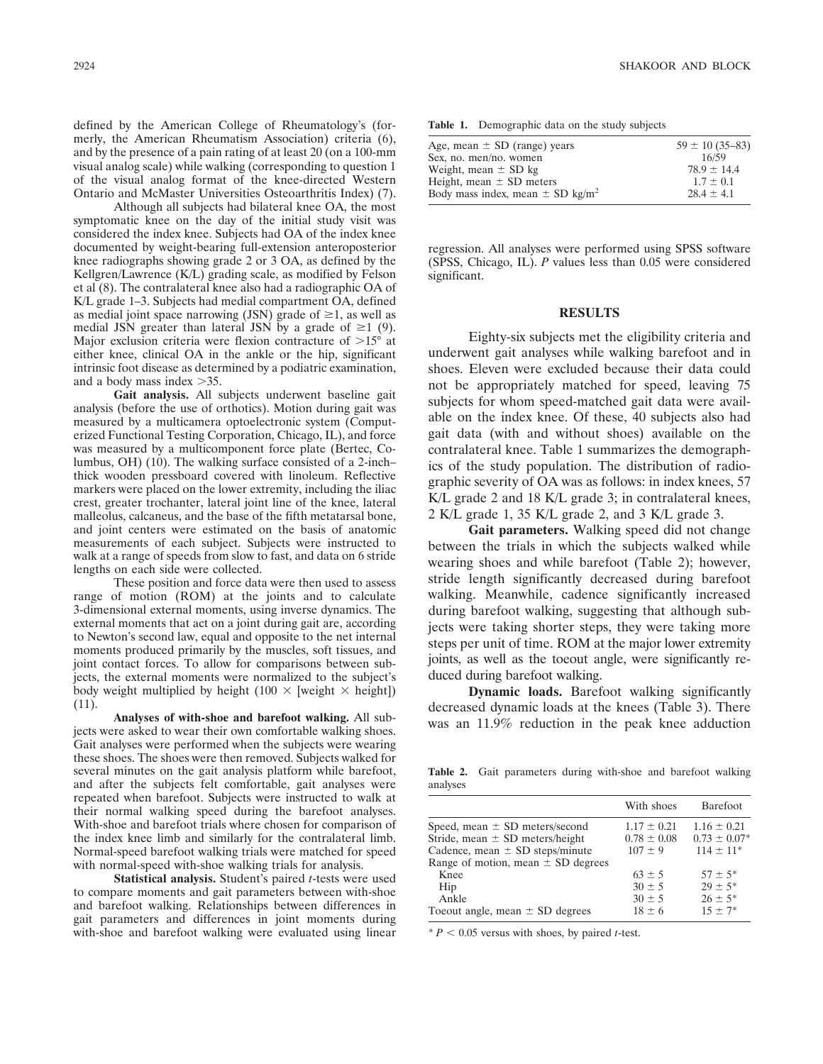defined by the American College of Rheumatology's (formerly, the American Rheumatism Association) criteria (6), and by the presence of a pain rating of at least 20 (on a 100-mm visual analog scale) while walking (corresponding to question 1 of the visual analog format of the knee-directed Western Ontario and McMaster Universities Osteoarthritis Index) (7).

Although all subjects had bilateral knee OA, the most symptomatic knee on the day of the initial study visit was considered the index knee. Subjects had OA of the index knee documented by weight-bearing full-extension anteroposterior knee radiographs showing grade 2 or 3 OA, as defined by the Kellgren/Lawrence (K/L) grading scale, as modified by Felson et al (8). The contralateral knee also had a radiographic OA of K/L grade 1–3. Subjects had medial compartment OA, defined as medial joint space narrowing (JSN) grade of ≥1, as well as medial JSN greater than lateral JSN by a grade of ≥1 (9). Major exclusion criteria were flexion contracture of >15° at either knee, clinical OA in the ankle or the hip, significant intrinsic foot disease as determined by a podiatric examination, and a body mass index >35.

**Gait analysis.** All subjects underwent baseline gait analysis (before the use of orthotics). Motion during gait was measured by a multicamera optoelectronic system (Computerized Functional Testing Corporation, Chicago, IL), and force was measured by a multicomponent force plate (Bertec, Columbus, OH) (10). The walking surface consisted of a 2-inch–thick wooden pressboard covered with linoleum. Reflective markers were placed on the lower extremity, including the iliac crest, greater trochanter, lateral joint line of the knee, lateral malleolus, calcaneus, and the base of the fifth metatarsal bone, and joint centers were estimated on the basis of anatomic measurements of each subject. Subjects were instructed to walk at a range of speeds from slow to fast, and data on 6 stride lengths on each side were collected.

These position and force data were then used to assess range of motion (ROM) at the joints and to calculate 3-dimensional external moments, using inverse dynamics. The external moments that act on a joint during gait are, according to Newton's second law, equal and opposite to the net internal moments produced primarily by the muscles, soft tissues, and joint contact forces. To allow for comparisons between subjects, the external moments were normalized to the subject's body weight multiplied by height (100 × [weight × height]) (11).

**Analyses of with-shoe and barefoot walking.** All subjects were asked to wear their own comfortable walking shoes. Gait analyses were performed when the subjects were wearing these shoes. The shoes were then removed. Subjects walked for several minutes on the gait analysis platform while barefoot, and after the subjects felt comfortable, gait analyses were repeated when barefoot. Subjects were instructed to walk at their normal walking speed during the barefoot analyses. With-shoe and barefoot trials where chosen for comparison of the index knee limb and similarly for the contralateral limb. Normal-speed barefoot walking trials were matched for speed with normal-speed with-shoe walking trials for analysis.

**Statistical analysis.** Student's paired *t*-tests were used to compare moments and gait parameters between with-shoe and barefoot walking. Relationships between differences in gait parameters and differences in joint moments during with-shoe and barefoot walking were evaluated using linear regression. All analyses were performed using SPSS software (SPSS, Chicago, IL). *P* values less than 0.05 were considered significant.

**Table 1.** Demographic data on the study subjects

| | |
|---|---|
| Age, mean ± SD (range) years | 59 ± 10 (35–83) |
| Sex, no. men/no. women | 16/59 |
| Weight, mean ± SD kg | 78.9 ± 14.4 |
| Height, mean ± SD meters | 1.7 ± 0.1 |
| Body mass index, mean ± SD kg/m$^2$ | 28.4 ± 4.1 |

## RESULTS

Eighty-six subjects met the eligibility criteria and underwent gait analyses while walking barefoot and in shoes. Eleven were excluded because their data could not be appropriately matched for speed, leaving 75 subjects for whom speed-matched gait data were available on the index knee. Of these, 40 subjects also had gait data (with and without shoes) available on the contralateral knee. Table 1 summarizes the demographics of the study population. The distribution of radiographic severity of OA was as follows: in index knees, 57 K/L grade 2 and 18 K/L grade 3; in contralateral knees, 2 K/L grade 1, 35 K/L grade 2, and 3 K/L grade 3.

**Gait parameters.** Walking speed did not change between the trials in which the subjects walked while wearing shoes and while barefoot (Table 2); however, stride length significantly decreased during barefoot walking. Meanwhile, cadence significantly increased during barefoot walking, suggesting that although subjects were taking shorter steps, they were taking more steps per unit of time. ROM at the major lower extremity joints, as well as the toeout angle, were significantly reduced during barefoot walking.

**Dynamic loads.** Barefoot walking significantly decreased dynamic loads at the knees (Table 3). There was an 11.9% reduction in the peak knee adduction

**Table 2.** Gait parameters during with-shoe and barefoot walking analyses

| | With shoes | Barefoot |
|---|---|---|
| Speed, mean ± SD meters/second | 1.17 ± 0.21 | 1.16 ± 0.21 |
| Stride, mean ± SD meters/height | 0.78 ± 0.08 | 0.73 ± 0.07* |
| Cadence, mean ± SD steps/minute | 107 ± 9 | 114 ± 11* |
| Range of motion, mean ± SD degrees | | |
| Knee | 63 ± 5 | 57 ± 5* |
| Hip | 30 ± 5 | 29 ± 5* |
| Ankle | 30 ± 5 | 26 ± 5* |
| Toeout angle, mean ± SD degrees | 18 ± 6 | 15 ± 7* |

* $P < 0.05$ versus with shoes, by paired *t*-test.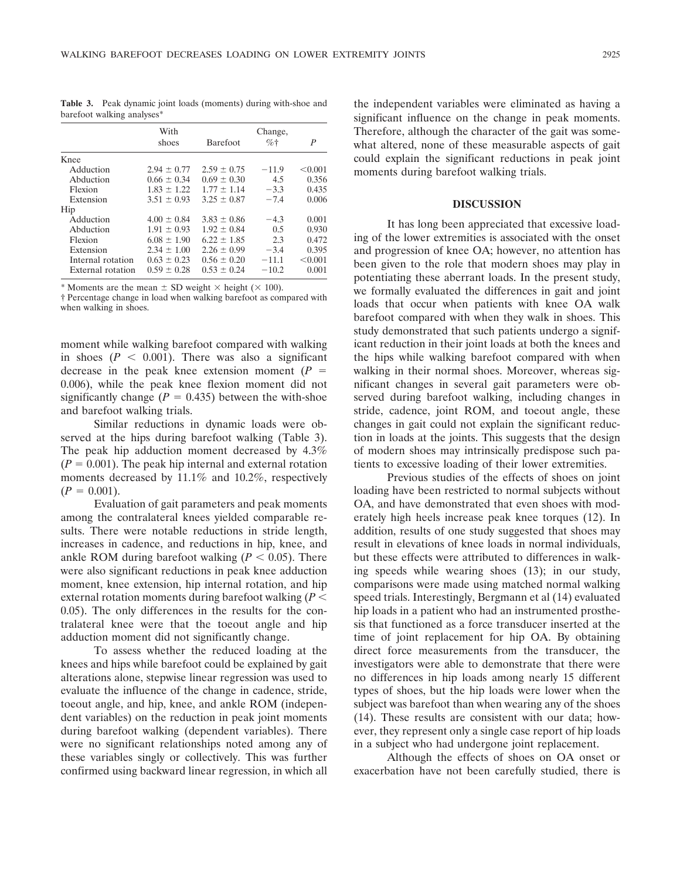**Table 3.** Peak dynamic joint loads (moments) during with-shoe and barefoot walking analyses*

| | With shoes | Barefoot | Change, %† | P |
|---|---|---|---|---|
| Knee | | | | |
| Adduction | 2.94 ± 0.77 | 2.59 ± 0.75 | −11.9 | <0.001 |
| Abduction | 0.66 ± 0.34 | 0.69 ± 0.30 | 4.5 | 0.356 |
| Flexion | 1.83 ± 1.22 | 1.77 ± 1.14 | −3.3 | 0.435 |
| Extension | 3.51 ± 0.93 | 3.25 ± 0.87 | −7.4 | 0.006 |
| Hip | | | | |
| Adduction | 4.00 ± 0.84 | 3.83 ± 0.86 | −4.3 | 0.001 |
| Abduction | 1.91 ± 0.93 | 1.92 ± 0.84 | 0.5 | 0.930 |
| Flexion | 6.08 ± 1.90 | 6.22 ± 1.85 | 2.3 | 0.472 |
| Extension | 2.34 ± 1.00 | 2.26 ± 0.99 | −3.4 | 0.395 |
| Internal rotation | 0.63 ± 0.23 | 0.56 ± 0.20 | −11.1 | <0.001 |
| External rotation | 0.59 ± 0.28 | 0.53 ± 0.24 | −10.2 | 0.001 |

* Moments are the mean ± SD weight × height (× 100).
† Percentage change in load when walking barefoot as compared with when walking in shoes.

moment while walking barefoot compared with walking in shoes ($P < 0.001$). There was also a significant decrease in the peak knee extension moment ($P = 0.006$), while the peak knee flexion moment did not significantly change ($P = 0.435$) between the with-shoe and barefoot walking trials.

Similar reductions in dynamic loads were observed at the hips during barefoot walking (Table 3). The peak hip adduction moment decreased by 4.3% ($P = 0.001$). The peak hip internal and external rotation moments decreased by 11.1% and 10.2%, respectively ($P = 0.001$).

Evaluation of gait parameters and peak moments among the contralateral knees yielded comparable results. There were notable reductions in stride length, increases in cadence, and reductions in hip, knee, and ankle ROM during barefoot walking ($P < 0.05$). There were also significant reductions in peak knee adduction moment, knee extension, hip internal rotation, and hip external rotation moments during barefoot walking ($P < 0.05$). The only differences in the results for the contralateral knee were that the toeout angle and hip adduction moment did not significantly change.

To assess whether the reduced loading at the knees and hips while barefoot could be explained by gait alterations alone, stepwise linear regression was used to evaluate the influence of the change in cadence, stride, toeout angle, and hip, knee, and ankle ROM (independent variables) on the reduction in peak joint moments during barefoot walking (dependent variables). There were no significant relationships noted among any of these variables singly or collectively. This was further confirmed using backward linear regression, in which all the independent variables were eliminated as having a significant influence on the change in peak moments. Therefore, although the character of the gait was somewhat altered, none of these measurable aspects of gait could explain the significant reductions in peak joint moments during barefoot walking trials.

## DISCUSSION

It has long been appreciated that excessive loading of the lower extremities is associated with the onset and progression of knee OA; however, no attention has been given to the role that modern shoes may play in potentiating these aberrant loads. In the present study, we formally evaluated the differences in gait and joint loads that occur when patients with knee OA walk barefoot compared with when they walk in shoes. This study demonstrated that such patients undergo a significant reduction in their joint loads at both the knees and the hips while walking barefoot compared with when walking in their normal shoes. Moreover, whereas significant changes in several gait parameters were observed during barefoot walking, including changes in stride, cadence, joint ROM, and toeout angle, these changes in gait could not explain the significant reduction in loads at the joints. This suggests that the design of modern shoes may intrinsically predispose such patients to excessive loading of their lower extremities.

Previous studies of the effects of shoes on joint loading have been restricted to normal subjects without OA, and have demonstrated that even shoes with moderately high heels increase peak knee torques (12). In addition, results of one study suggested that shoes may result in elevations of knee loads in normal individuals, but these effects were attributed to differences in walking speeds while wearing shoes (13); in our study, comparisons were made using matched normal walking speed trials. Interestingly, Bergmann et al (14) evaluated hip loads in a patient who had an instrumented prosthesis that functioned as a force transducer inserted at the time of joint replacement for hip OA. By obtaining direct force measurements from the transducer, the investigators were able to demonstrate that there were no differences in hip loads among nearly 15 different types of shoes, but the hip loads were lower when the subject was barefoot than when wearing any of the shoes (14). These results are consistent with our data; however, they represent only a single case report of hip loads in a subject who had undergone joint replacement.

Although the effects of shoes on OA onset or exacerbation have not been carefully studied, there is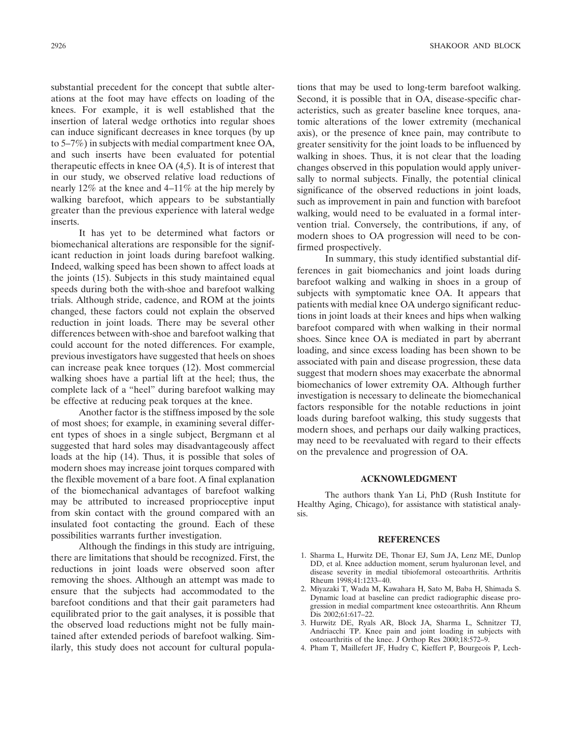substantial precedent for the concept that subtle alterations at the foot may have effects on loading of the knees. For example, it is well established that the insertion of lateral wedge orthotics into regular shoes can induce significant decreases in knee torques (by up to 5–7%) in subjects with medial compartment knee OA, and such inserts have been evaluated for potential therapeutic effects in knee OA (4,5). It is of interest that in our study, we observed relative load reductions of nearly 12% at the knee and 4–11% at the hip merely by walking barefoot, which appears to be substantially greater than the previous experience with lateral wedge inserts.

It has yet to be determined what factors or biomechanical alterations are responsible for the significant reduction in joint loads during barefoot walking. Indeed, walking speed has been shown to affect loads at the joints (15). Subjects in this study maintained equal speeds during both the with-shoe and barefoot walking trials. Although stride, cadence, and ROM at the joints changed, these factors could not explain the observed reduction in joint loads. There may be several other differences between with-shoe and barefoot walking that could account for the noted differences. For example, previous investigators have suggested that heels on shoes can increase peak knee torques (12). Most commercial walking shoes have a partial lift at the heel; thus, the complete lack of a "heel" during barefoot walking may be effective at reducing peak torques at the knee.

Another factor is the stiffness imposed by the sole of most shoes; for example, in examining several different types of shoes in a single subject, Bergmann et al suggested that hard soles may disadvantageously affect loads at the hip (14). Thus, it is possible that soles of modern shoes may increase joint torques compared with the flexible movement of a bare foot. A final explanation of the biomechanical advantages of barefoot walking may be attributed to increased proprioceptive input from skin contact with the ground compared with an insulated foot contacting the ground. Each of these possibilities warrants further investigation.

Although the findings in this study are intriguing, there are limitations that should be recognized. First, the reductions in joint loads were observed soon after removing the shoes. Although an attempt was made to ensure that the subjects had accommodated to the barefoot conditions and that their gait parameters had equilibrated prior to the gait analyses, it is possible that the observed load reductions might not be fully maintained after extended periods of barefoot walking. Similarly, this study does not account for cultural populations that may be used to long-term barefoot walking. Second, it is possible that in OA, disease-specific characteristics, such as greater baseline knee torques, anatomic alterations of the lower extremity (mechanical axis), or the presence of knee pain, may contribute to greater sensitivity for the joint loads to be influenced by walking in shoes. Thus, it is not clear that the loading changes observed in this population would apply universally to normal subjects. Finally, the potential clinical significance of the observed reductions in joint loads, such as improvement in pain and function with barefoot walking, would need to be evaluated in a formal intervention trial. Conversely, the contributions, if any, of modern shoes to OA progression will need to be confirmed prospectively.

In summary, this study identified substantial differences in gait biomechanics and joint loads during barefoot walking and walking in shoes in a group of subjects with symptomatic knee OA. It appears that patients with medial knee OA undergo significant reductions in joint loads at their knees and hips when walking barefoot compared with when walking in their normal shoes. Since knee OA is mediated in part by aberrant loading, and since excess loading has been shown to be associated with pain and disease progression, these data suggest that modern shoes may exacerbate the abnormal biomechanics of lower extremity OA. Although further investigation is necessary to delineate the biomechanical factors responsible for the notable reductions in joint loads during barefoot walking, this study suggests that modern shoes, and perhaps our daily walking practices, may need to be reevaluated with regard to their effects on the prevalence and progression of OA.

## ACKNOWLEDGMENT

The authors thank Yan Li, PhD (Rush Institute for Healthy Aging, Chicago), for assistance with statistical analysis.

## REFERENCES

1. Sharma L, Hurwitz DE, Thonar EJ, Sum JA, Lenz ME, Dunlop DD, et al. Knee adduction moment, serum hyaluronan level, and disease severity in medial tibiofemoral osteoarthritis. Arthritis Rheum 1998;41:1233–40.
2. Miyazaki T, Wada M, Kawahara H, Sato M, Baba H, Shimada S. Dynamic load at baseline can predict radiographic disease progression in medial compartment knee osteoarthritis. Ann Rheum Dis 2002;61:617–22.
3. Hurwitz DE, Ryals AR, Block JA, Sharma L, Schnitzer TJ, Andriacchi TP. Knee pain and joint loading in subjects with osteoarthritis of the knee. J Orthop Res 2000;18:572–9.
4. Pham T, Maillefert JF, Hudry C, Kieffert P, Bourgeois P, Lech-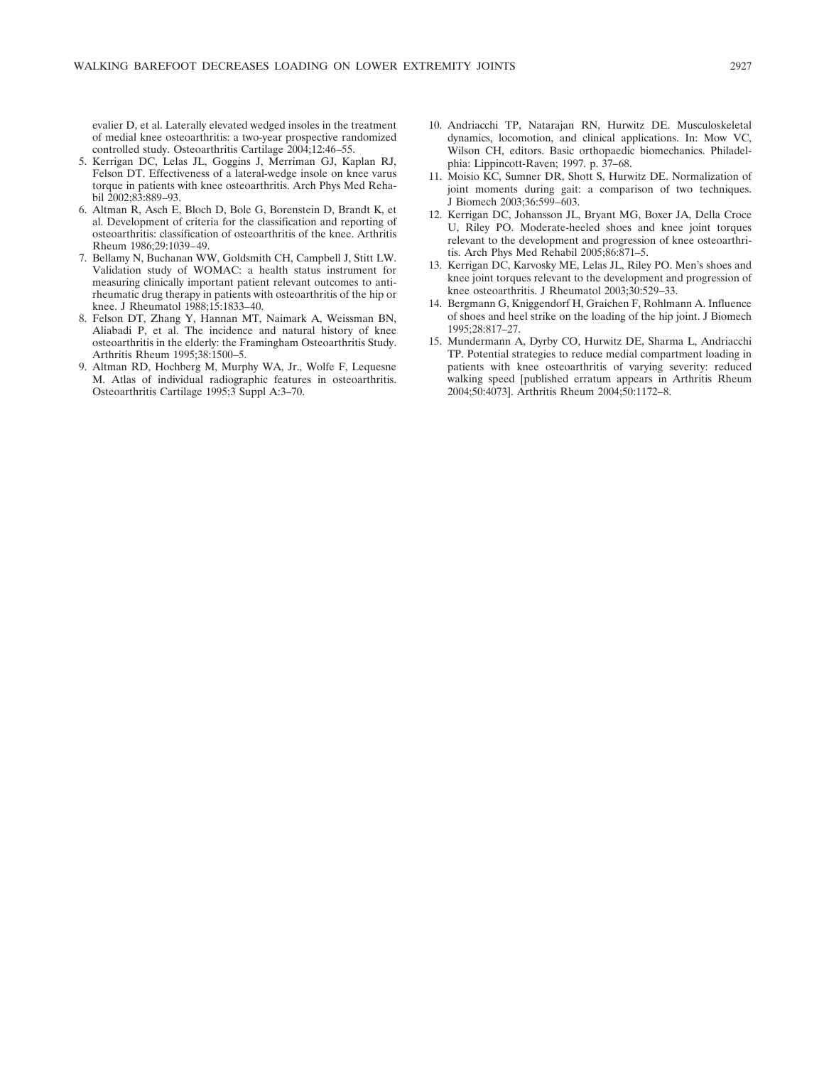evalier D, et al. Laterally elevated wedged insoles in the treatment of medial knee osteoarthritis: a two-year prospective randomized controlled study. Osteoarthritis Cartilage 2004;12:46–55.

5. Kerrigan DC, Lelas JL, Goggins J, Merriman GJ, Kaplan RJ, Felson DT. Effectiveness of a lateral-wedge insole on knee varus torque in patients with knee osteoarthritis. Arch Phys Med Rehabil 2002;83:889–93.
6. Altman R, Asch E, Bloch D, Bole G, Borenstein D, Brandt K, et al. Development of criteria for the classification and reporting of osteoarthritis: classification of osteoarthritis of the knee. Arthritis Rheum 1986;29:1039–49.
7. Bellamy N, Buchanan WW, Goldsmith CH, Campbell J, Stitt LW. Validation study of WOMAC: a health status instrument for measuring clinically important patient relevant outcomes to antirheumatic drug therapy in patients with osteoarthritis of the hip or knee. J Rheumatol 1988;15:1833–40.
8. Felson DT, Zhang Y, Hannan MT, Naimark A, Weissman BN, Aliabadi P, et al. The incidence and natural history of knee osteoarthritis in the elderly: the Framingham Osteoarthritis Study. Arthritis Rheum 1995;38:1500–5.
9. Altman RD, Hochberg M, Murphy WA, Jr., Wolfe F, Lequesne M. Atlas of individual radiographic features in osteoarthritis. Osteoarthritis Cartilage 1995;3 Suppl A:3–70.
10. Andriacchi TP, Natarajan RN, Hurwitz DE. Musculoskeletal dynamics, locomotion, and clinical applications. In: Mow VC, Wilson CH, editors. Basic orthopaedic biomechanics. Philadelphia: Lippincott-Raven; 1997. p. 37–68.
11. Moisio KC, Sumner DR, Shott S, Hurwitz DE. Normalization of joint moments during gait: a comparison of two techniques. J Biomech 2003;36:599–603.
12. Kerrigan DC, Johansson JL, Bryant MG, Boxer JA, Della Croce U, Riley PO. Moderate-heeled shoes and knee joint torques relevant to the development and progression of knee osteoarthritis. Arch Phys Med Rehabil 2005;86:871–5.
13. Kerrigan DC, Karvosky ME, Lelas JL, Riley PO. Men's shoes and knee joint torques relevant to the development and progression of knee osteoarthritis. J Rheumatol 2003;30:529–33.
14. Bergmann G, Kniggendorf H, Graichen F, Rohlmann A. Influence of shoes and heel strike on the loading of the hip joint. J Biomech 1995;28:817–27.
15. Mundermann A, Dyrby CO, Hurwitz DE, Sharma L, Andriacchi TP. Potential strategies to reduce medial compartment loading in patients with knee osteoarthritis of varying severity: reduced walking speed [published erratum appears in Arthritis Rheum 2004;50:4073]. Arthritis Rheum 2004;50:1172–8.